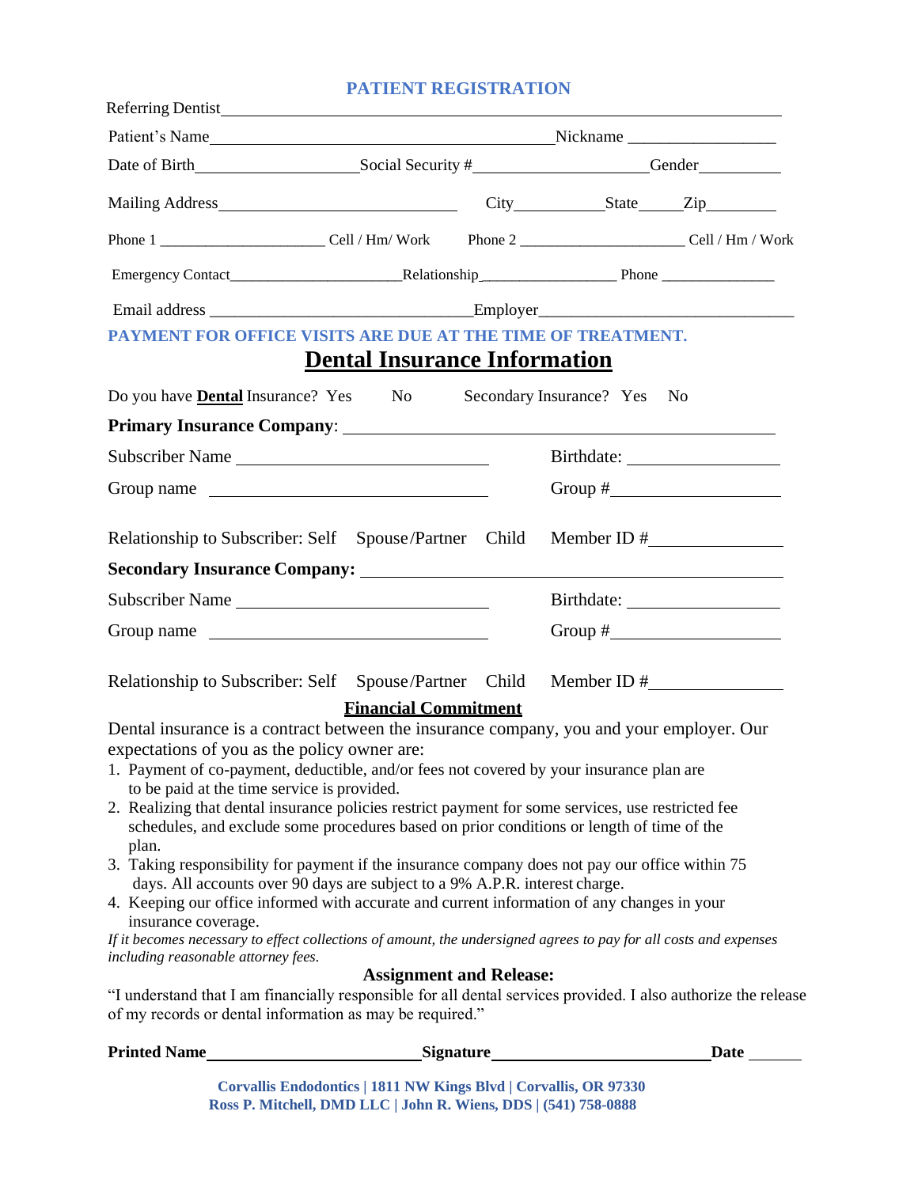## PATIENT REGISTRATION

Referring Dentist_______________________________________________

Patient's Name_______________________________________ Nickname _________________

Date of Birth__________________ Social Security #____________________ Gender__________

Mailing Address___________________________ City__________ State_____ Zip________

Phone 1 ____________________ Cell / Hm/ Work Phone 2 ____________________ Cell / Hm / Work

Emergency Contact_____________________ Relationship_________________ Phone _______________

Email address ______________________________ Employer______________________________

**PAYMENT FOR OFFICE VISITS ARE DUE AT THE TIME OF TREATMENT.**

## Dental Insurance Information

Do you have **Dental** Insurance? Yes No Secondary Insurance? Yes No

**Primary Insurance Company**: ______________________________________________

Subscriber Name ____________________________ Birthdate: _________________

Group name ____________________________ Group #___________________

Relationship to Subscriber: Self Spouse/Partner Child Member ID #_______________

**Secondary Insurance Company:** ______________________________________________

Subscriber Name ____________________________ Birthdate: _________________

Group name ____________________________ Group #___________________

Relationship to Subscriber: Self Spouse/Partner Child Member ID #_______________

### Financial Commitment

Dental insurance is a contract between the insurance company, you and your employer. Our expectations of you as the policy owner are:

1. Payment of co-payment, deductible, and/or fees not covered by your insurance plan are to be paid at the time service is provided.
2. Realizing that dental insurance policies restrict payment for some services, use restricted fee schedules, and exclude some procedures based on prior conditions or length of time of the plan.
3. Taking responsibility for payment if the insurance company does not pay our office within 75 days. All accounts over 90 days are subject to a 9% A.P.R. interest charge.
4. Keeping our office informed with accurate and current information of any changes in your insurance coverage.

*If it becomes necessary to effect collections of amount, the undersigned agrees to pay for all costs and expenses including reasonable attorney fees.*

### Assignment and Release:

"I understand that I am financially responsible for all dental services provided. I also authorize the release of my records or dental information as may be required."

**Printed Name**________________________ **Signature**________________________ **Date** ______

**Corvallis Endodontics | 1811 NW Kings Blvd | Corvallis, OR 97330**
**Ross P. Mitchell, DMD LLC | John R. Wiens, DDS | (541) 758-0888**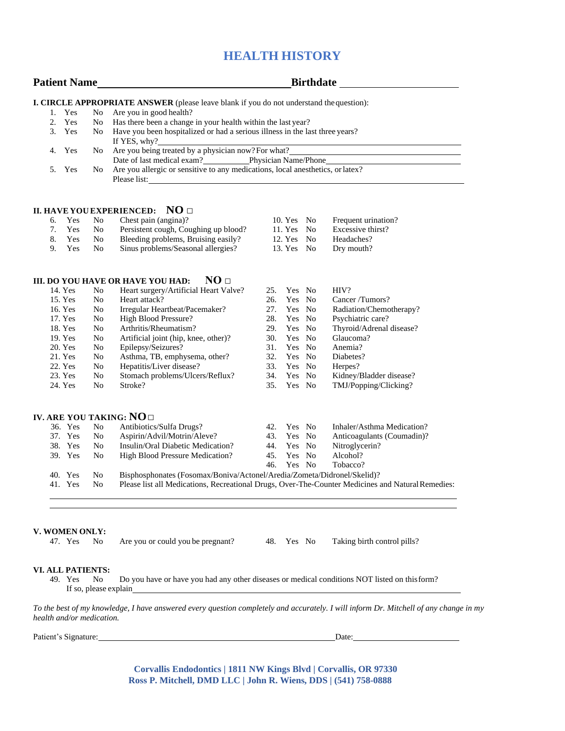# HEALTH HISTORY

**Patient Name**\_\_\_\_\_\_\_\_\_\_\_\_\_\_\_\_\_\_\_\_\_\_\_\_\_\_\_\_\_\_\_\_\_\_ **Birthdate** \_\_\_\_\_\_\_\_\_\_\_\_\_\_\_\_\_\_\_\_\_\_

**I. CIRCLE APPROPRIATE ANSWER** (please leave blank if you do not understand the question):

1. Yes No Are you in good health?
2. Yes No Has there been a change in your health within the last year?
3. Yes No Have you been hospitalized or had a serious illness in the last three years?
   If YES, why?\_\_\_\_\_\_\_\_\_\_\_\_\_\_\_\_\_\_\_\_\_\_\_\_\_\_\_\_\_\_\_\_\_\_\_\_\_\_\_\_\_\_\_\_\_\_\_\_
4. Yes No Are you being treated by a physician now? For what?\_\_\_\_\_\_\_\_\_\_\_\_\_\_\_\_\_\_\_\_\_\_\_\_\_\_\_\_
   Date of last medical exam?\_\_\_\_\_\_\_\_\_\_\_ Physician Name/Phone\_\_\_\_\_\_\_\_\_\_\_\_\_\_\_\_\_\_\_\_\_\_\_\_\_\_
5. Yes No Are you allergic or sensitive to any medications, local anesthetics, or latex?
   Please list:\_\_\_\_\_\_\_\_\_\_\_\_\_\_\_\_\_\_\_\_\_\_\_\_\_\_\_\_\_\_\_\_\_\_\_\_\_\_\_\_\_\_\_\_\_\_\_\_\_\_\_\_\_\_\_\_

**II. HAVE YOU EXPERIENCED: NO □**

6. Yes No Chest pain (angina)?
7. Yes No Persistent cough, Coughing up blood?
8. Yes No Bleeding problems, Bruising easily?
9. Yes No Sinus problems/Seasonal allergies?
10. Yes No Frequent urination?
11. Yes No Excessive thirst?
12. Yes No Headaches?
13. Yes No Dry mouth?

**III. DO YOU HAVE OR HAVE YOU HAD: NO □**

14. Yes No Heart surgery/Artificial Heart Valve?
15. Yes No Heart attack?
16. Yes No Irregular Heartbeat/Pacemaker?
17. Yes No High Blood Pressure?
18. Yes No Arthritis/Rheumatism?
19. Yes No Artificial joint (hip, knee, other)?
20. Yes No Epilepsy/Seizures?
21. Yes No Asthma, TB, emphysema, other?
22. Yes No Hepatitis/Liver disease?
23. Yes No Stomach problems/Ulcers/Reflux?
24. Yes No Stroke?
25. Yes No HIV?
26. Yes No Cancer /Tumors?
27. Yes No Radiation/Chemotherapy?
28. Yes No Psychiatric care?
29. Yes No Thyroid/Adrenal disease?
30. Yes No Glaucoma?
31. Yes No Anemia?
32. Yes No Diabetes?
33. Yes No Herpes?
34. Yes No Kidney/Bladder disease?
35. Yes No TMJ/Popping/Clicking?

**IV. ARE YOU TAKING: NO □**

36. Yes No Antibiotics/Sulfa Drugs?
37. Yes No Aspirin/Advil/Motrin/Aleve?
38. Yes No Insulin/Oral Diabetic Medication?
39. Yes No High Blood Pressure Medication?
40. Yes No Bisphosphonates (Fosomax/Boniva/Actonel/Aredia/Zometa/Didronel/Skelid)?
41. Yes No Please list all Medications, Recreational Drugs, Over-The-Counter Medicines and Natural Remedies:
    \_\_\_\_\_\_\_\_\_\_\_\_\_\_\_\_\_\_\_\_\_\_\_\_\_\_\_\_\_\_\_\_\_\_\_\_\_\_\_\_\_\_\_\_\_\_\_\_\_\_\_\_\_\_\_\_\_\_\_\_\_\_\_\_\_\_\_\_\_\_
    \_\_\_\_\_\_\_\_\_\_\_\_\_\_\_\_\_\_\_\_\_\_\_\_\_\_\_\_\_\_\_\_\_\_\_\_\_\_\_\_\_\_\_\_\_\_\_\_\_\_\_\_\_\_\_\_\_\_\_\_\_\_\_\_\_\_\_\_\_\_
42. Yes No Inhaler/Asthma Medication?
43. Yes No Anticoagulants (Coumadin)?
44. Yes No Nitroglycerin?
45. Yes No Alcohol?
46. Yes No Tobacco?

**V. WOMEN ONLY:**

47. Yes No Are you or could you be pregnant?
48. Yes No Taking birth control pills?

**VI. ALL PATIENTS:**

49. Yes No Do you have or have you had any other diseases or medical conditions NOT listed on this form?
    If so, please explain\_\_\_\_\_\_\_\_\_\_\_\_\_\_\_\_\_\_\_\_\_\_\_\_\_\_\_\_\_\_\_\_\_\_\_\_\_\_\_\_\_\_\_\_\_\_\_\_\_\_\_\_\_\_

*To the best of my knowledge, I have answered every question completely and accurately. I will inform Dr. Mitchell of any change in my health and/or medication.*

Patient's Signature:\_\_\_\_\_\_\_\_\_\_\_\_\_\_\_\_\_\_\_\_\_\_\_\_\_\_\_\_\_\_\_\_\_\_\_\_\_\_\_\_\_\_\_\_\_\_\_\_\_\_ Date:\_\_\_\_\_\_\_\_\_\_\_\_\_\_\_\_\_\_\_\_\_\_

**Corvallis Endodontics | 1811 NW Kings Blvd | Corvallis, OR 97330**
**Ross P. Mitchell, DMD LLC | John R. Wiens, DDS | (541) 758-0888**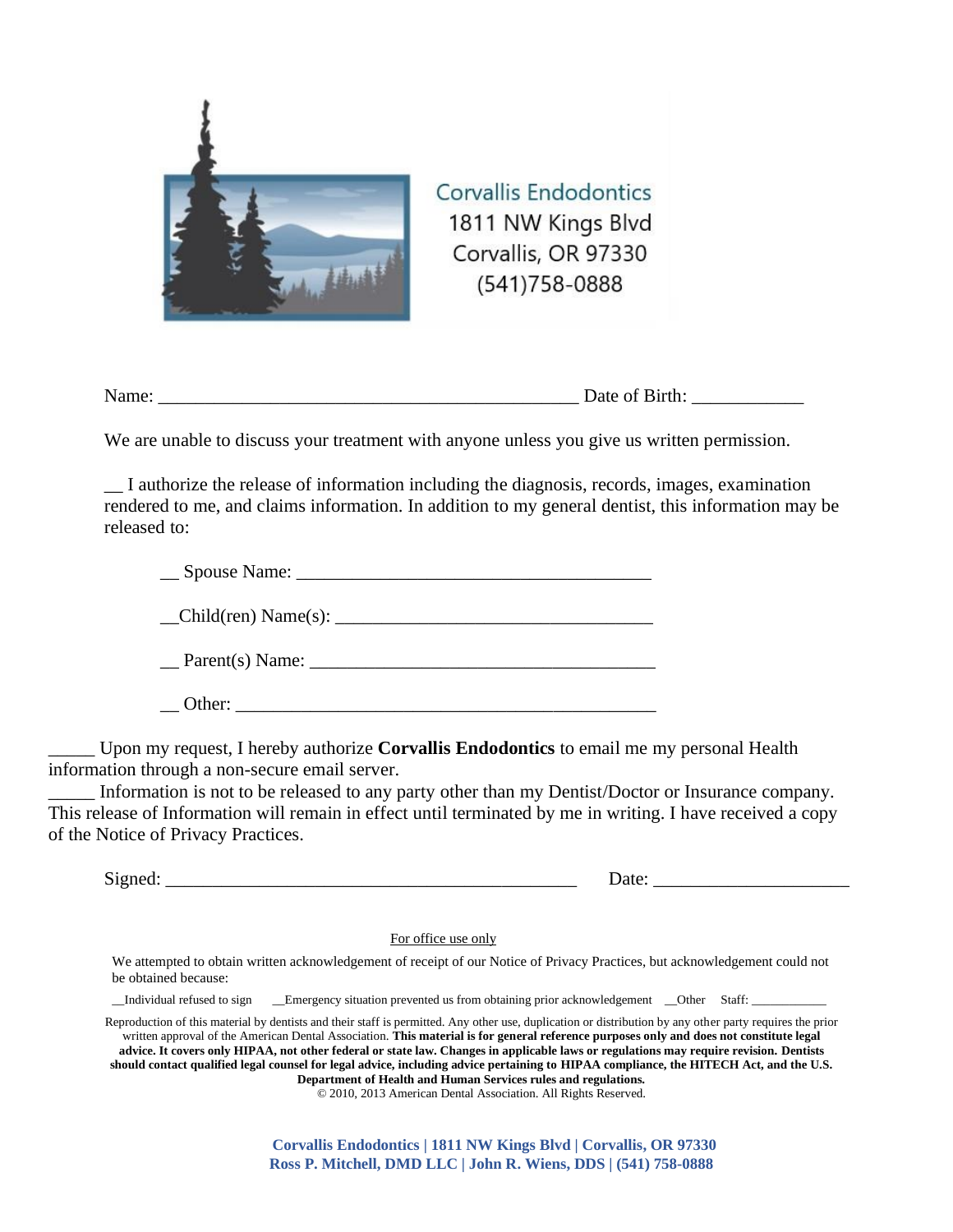Corvallis Endodontics
1811 NW Kings Blvd
Corvallis, OR 97330
(541)758-0888

Name: _______________________________________________ Date of Birth: ____________

We are unable to discuss your treatment with anyone unless you give us written permission.

__ I authorize the release of information including the diagnosis, records, images, examination rendered to me, and claims information. In addition to my general dentist, this information may be released to:

__ Spouse Name: _______________________________________

__Child(ren) Name(s): __________________________________

__ Parent(s) Name: _____________________________________

__ Other: _______________________________________________

_____ Upon my request, I hereby authorize **Corvallis Endodontics** to email me my personal Health information through a non-secure email server.

_____ Information is not to be released to any party other than my Dentist/Doctor or Insurance company. This release of Information will remain in effect until terminated by me in writing. I have received a copy of the Notice of Privacy Practices.

Signed: _____________________________________________ Date: _____________________

For office use only

We attempted to obtain written acknowledgement of receipt of our Notice of Privacy Practices, but acknowledgement could not be obtained because:

__Individual refused to sign __Emergency situation prevented us from obtaining prior acknowledgement __Other Staff: ___________

Reproduction of this material by dentists and their staff is permitted. Any other use, duplication or distribution by any other party requires the prior written approval of the American Dental Association. **This material is for general reference purposes only and does not constitute legal advice. It covers only HIPAA, not other federal or state law. Changes in applicable laws or regulations may require revision. Dentists should contact qualified legal counsel for legal advice, including advice pertaining to HIPAA compliance, the HITECH Act, and the U.S. Department of Health and Human Services rules and regulations.**
© 2010, 2013 American Dental Association. All Rights Reserved.

**Corvallis Endodontics | 1811 NW Kings Blvd | Corvallis, OR 97330**
**Ross P. Mitchell, DMD LLC | John R. Wiens, DDS | (541) 758-0888**